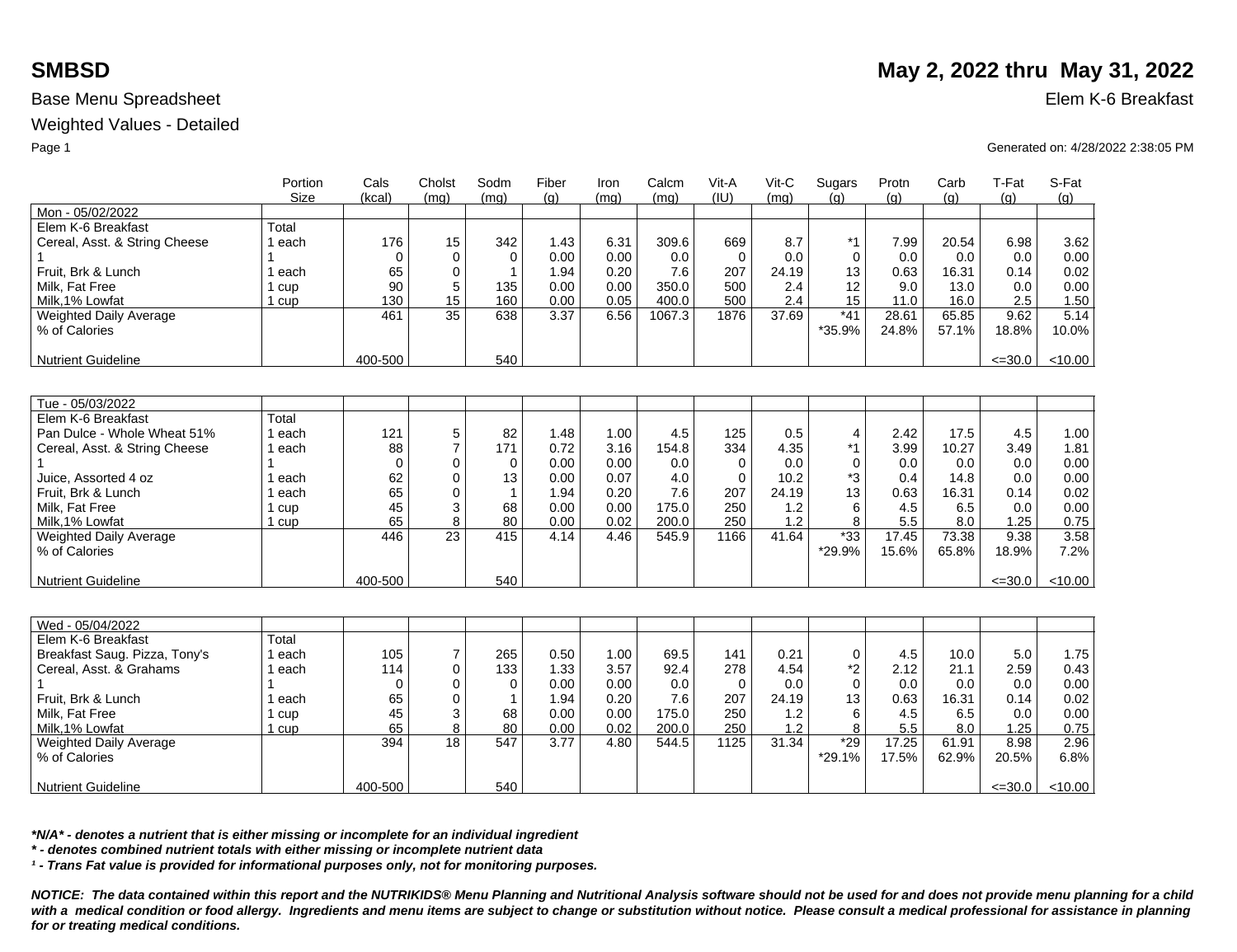# SMBSD

**May 2, 2022 thru May 31, 2022**

Base Menu Spreadsheet

Elem K-6 Breakfast

Weighted Values - Detailed

Generated on: 4/28/2022 2:38:05 PM

| | Portion Size | Cals (kcal) | Cholst (mg) | Sodm (mg) | Fiber (g) | Iron (mg) | Calcm (mg) | Vit-A (IU) | Vit-C (mg) | Sugars (g) | Protn (g) | Carb (g) | T-Fat (g) | S-Fat (g) |
|---|---|---|---|---|---|---|---|---|---|---|---|---|---|---|
| Mon - 05/02/2022 | | | | | | | | | | | | | | |
| Elem K-6 Breakfast | Total | | | | | | | | | | | | | |
| Cereal, Asst. & String Cheese | 1 each | 176 | 15 | 342 | 1.43 | 6.31 | 309.6 | 669 | 8.7 | *1 | 7.99 | 20.54 | 6.98 | 3.62 |
| 1 | 1 | 0 | 0 | 0 | 0.00 | 0.00 | 0.0 | 0 | 0.0 | 0 | 0.0 | 0.0 | 0.0 | 0.00 |
| Fruit, Brk & Lunch | 1 each | 65 | 0 | 1 | 1.94 | 0.20 | 7.6 | 207 | 24.19 | 13 | 0.63 | 16.31 | 0.14 | 0.02 |
| Milk, Fat Free | 1 cup | 90 | 5 | 135 | 0.00 | 0.00 | 350.0 | 500 | 2.4 | 12 | 9.0 | 13.0 | 0.0 | 0.00 |
| Milk,1% Lowfat | 1 cup | 130 | 15 | 160 | 0.00 | 0.05 | 400.0 | 500 | 2.4 | 15 | 11.0 | 16.0 | 2.5 | 1.50 |
| Weighted Daily Average | | 461 | 35 | 638 | 3.37 | 6.56 | 1067.3 | 1876 | 37.69 | *41 | 28.61 | 65.85 | 9.62 | 5.14 |
| % of Calories | | | | | | | | | | *35.9% | 24.8% | 57.1% | 18.8% | 10.0% |
| Nutrient Guideline | | 400-500 | | 540 | | | | | | | | | <=30.0 | <10.00 |

| | Portion Size | Cals (kcal) | Cholst (mg) | Sodm (mg) | Fiber (g) | Iron (mg) | Calcm (mg) | Vit-A (IU) | Vit-C (mg) | Sugars (g) | Protn (g) | Carb (g) | T-Fat (g) | S-Fat (g) |
|---|---|---|---|---|---|---|---|---|---|---|---|---|---|---|
| Tue - 05/03/2022 | | | | | | | | | | | | | | |
| Elem K-6 Breakfast | Total | | | | | | | | | | | | | |
| Pan Dulce - Whole Wheat 51% | 1 each | 121 | 5 | 82 | 1.48 | 1.00 | 4.5 | 125 | 0.5 | 4 | 2.42 | 17.5 | 4.5 | 1.00 |
| Cereal, Asst. & String Cheese | 1 each | 88 | 7 | 171 | 0.72 | 3.16 | 154.8 | 334 | 4.35 | *1 | 3.99 | 10.27 | 3.49 | 1.81 |
| 1 | 1 | 0 | 0 | 0 | 0.00 | 0.00 | 0.0 | 0 | 0.0 | 0 | 0.0 | 0.0 | 0.0 | 0.00 |
| Juice, Assorted 4 oz | 1 each | 62 | 0 | 13 | 0.00 | 0.07 | 4.0 | 0 | 10.2 | *3 | 0.4 | 14.8 | 0.0 | 0.00 |
| Fruit, Brk & Lunch | 1 each | 65 | 0 | 1 | 1.94 | 0.20 | 7.6 | 207 | 24.19 | 13 | 0.63 | 16.31 | 0.14 | 0.02 |
| Milk, Fat Free | 1 cup | 45 | 3 | 68 | 0.00 | 0.00 | 175.0 | 250 | 1.2 | 6 | 4.5 | 6.5 | 0.0 | 0.00 |
| Milk,1% Lowfat | 1 cup | 65 | 8 | 80 | 0.00 | 0.02 | 200.0 | 250 | 1.2 | 8 | 5.5 | 8.0 | 1.25 | 0.75 |
| Weighted Daily Average | | 446 | 23 | 415 | 4.14 | 4.46 | 545.9 | 1166 | 41.64 | *33 | 17.45 | 73.38 | 9.38 | 3.58 |
| % of Calories | | | | | | | | | | *29.9% | 15.6% | 65.8% | 18.9% | 7.2% |
| Nutrient Guideline | | 400-500 | | 540 | | | | | | | | | <=30.0 | <10.00 |

| | Portion Size | Cals (kcal) | Cholst (mg) | Sodm (mg) | Fiber (g) | Iron (mg) | Calcm (mg) | Vit-A (IU) | Vit-C (mg) | Sugars (g) | Protn (g) | Carb (g) | T-Fat (g) | S-Fat (g) |
|---|---|---|---|---|---|---|---|---|---|---|---|---|---|---|
| Wed - 05/04/2022 | | | | | | | | | | | | | | |
| Elem K-6 Breakfast | Total | | | | | | | | | | | | | |
| Breakfast Saug. Pizza, Tony's | 1 each | 105 | 7 | 265 | 0.50 | 1.00 | 69.5 | 141 | 0.21 | 0 | 4.5 | 10.0 | 5.0 | 1.75 |
| Cereal, Asst. & Grahams | 1 each | 114 | 0 | 133 | 1.33 | 3.57 | 92.4 | 278 | 4.54 | *2 | 2.12 | 21.1 | 2.59 | 0.43 |
| 1 | 1 | 0 | 0 | 0 | 0.00 | 0.00 | 0.0 | 0 | 0.0 | 0 | 0.0 | 0.0 | 0.0 | 0.00 |
| Fruit, Brk & Lunch | 1 each | 65 | 0 | 1 | 1.94 | 0.20 | 7.6 | 207 | 24.19 | 13 | 0.63 | 16.31 | 0.14 | 0.02 |
| Milk, Fat Free | 1 cup | 45 | 3 | 68 | 0.00 | 0.00 | 175.0 | 250 | 1.2 | 6 | 4.5 | 6.5 | 0.0 | 0.00 |
| Milk,1% Lowfat | 1 cup | 65 | 8 | 80 | 0.00 | 0.02 | 200.0 | 250 | 1.2 | 8 | 5.5 | 8.0 | 1.25 | 0.75 |
| Weighted Daily Average | | 394 | 18 | 547 | 3.77 | 4.80 | 544.5 | 1125 | 31.34 | *29 | 17.25 | 61.91 | 8.98 | 2.96 |
| % of Calories | | | | | | | | | | *29.1% | 17.5% | 62.9% | 20.5% | 6.8% |
| Nutrient Guideline | | 400-500 | | 540 | | | | | | | | | <=30.0 | <10.00 |

***N/A* - denotes a nutrient that is either missing or incomplete for an individual ingredient***

***\* - denotes combined nutrient totals with either missing or incomplete nutrient data***

***¹ - Trans Fat value is provided for informational purposes only, not for monitoring purposes.***

***NOTICE: The data contained within this report and the NUTRIKIDS® Menu Planning and Nutritional Analysis software should not be used for and does not provide menu planning for a child with a medical condition or food allergy. Ingredients and menu items are subject to change or substitution without notice. Please consult a medical professional for assistance in planning for or treating medical conditions.***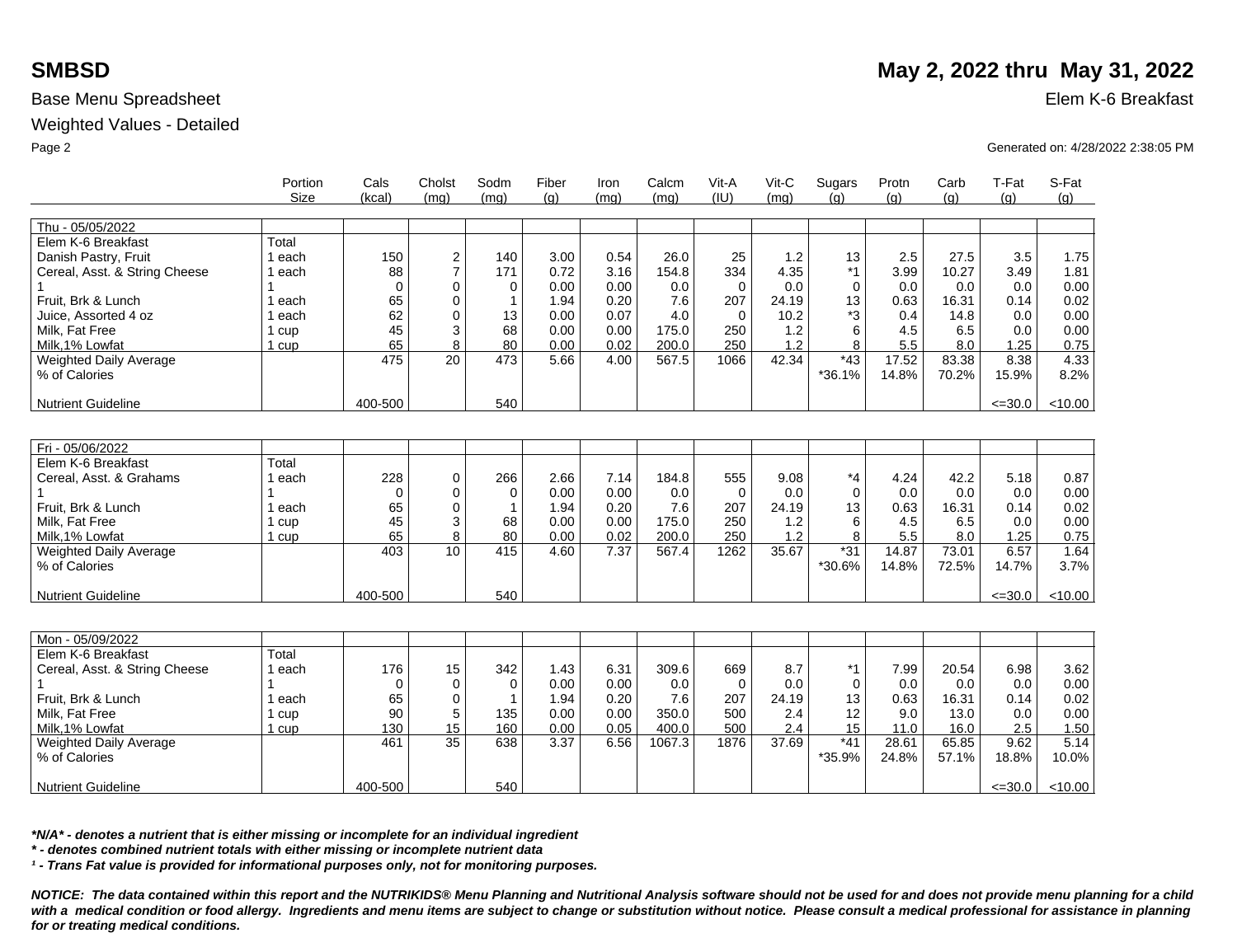# SMBSD

## May 2, 2022 thru May 31, 2022

Base Menu Spreadsheet

Elem K-6 Breakfast

Weighted Values - Detailed

Generated on: 4/28/2022 2:38:05 PM

| | Portion Size | Cals (kcal) | Cholst (mg) | Sodm (mg) | Fiber (g) | Iron (mg) | Calcm (mg) | Vit-A (IU) | Vit-C (mg) | Sugars (g) | Protn (g) | Carb (g) | T-Fat (g) | S-Fat (g) |
|---|---|---|---|---|---|---|---|---|---|---|---|---|---|---|
| Thu - 05/05/2022 | | | | | | | | | | | | | | |
| Elem K-6 Breakfast | Total | | | | | | | | | | | | | |
| Danish Pastry, Fruit | 1 each | 150 | 2 | 140 | 3.00 | 0.54 | 26.0 | 25 | 1.2 | 13 | 2.5 | 27.5 | 3.5 | 1.75 |
| Cereal, Asst. & String Cheese | 1 each | 88 | 7 | 171 | 0.72 | 3.16 | 154.8 | 334 | 4.35 | *1 | 3.99 | 10.27 | 3.49 | 1.81 |
| 1 | 1 | 0 | 0 | 0 | 0.00 | 0.00 | 0.0 | 0 | 0.0 | 0 | 0.0 | 0.0 | 0.0 | 0.00 |
| Fruit, Brk & Lunch | 1 each | 65 | 0 | 1 | 1.94 | 0.20 | 7.6 | 207 | 24.19 | 13 | 0.63 | 16.31 | 0.14 | 0.02 |
| Juice, Assorted 4 oz | 1 each | 62 | 0 | 13 | 0.00 | 0.07 | 4.0 | 0 | 10.2 | *3 | 0.4 | 14.8 | 0.0 | 0.00 |
| Milk, Fat Free | 1 cup | 45 | 3 | 68 | 0.00 | 0.00 | 175.0 | 250 | 1.2 | 6 | 4.5 | 6.5 | 0.0 | 0.00 |
| Milk,1% Lowfat | 1 cup | 65 | 8 | 80 | 0.00 | 0.02 | 200.0 | 250 | 1.2 | 8 | 5.5 | 8.0 | 1.25 | 0.75 |
| Weighted Daily Average | | 475 | 20 | 473 | 5.66 | 4.00 | 567.5 | 1066 | 42.34 | *43 | 17.52 | 83.38 | 8.38 | 4.33 |
| % of Calories | | | | | | | | | | *36.1% | 14.8% | 70.2% | 15.9% | 8.2% |
| Nutrient Guideline | | 400-500 | | 540 | | | | | | | | | <=30.0 | <10.00 |

| | Portion Size | Cals (kcal) | Cholst (mg) | Sodm (mg) | Fiber (g) | Iron (mg) | Calcm (mg) | Vit-A (IU) | Vit-C (mg) | Sugars (g) | Protn (g) | Carb (g) | T-Fat (g) | S-Fat (g) |
|---|---|---|---|---|---|---|---|---|---|---|---|---|---|---|
| Fri - 05/06/2022 | | | | | | | | | | | | | | |
| Elem K-6 Breakfast | Total | | | | | | | | | | | | | |
| Cereal, Asst. & Grahams | 1 each | 228 | 0 | 266 | 2.66 | 7.14 | 184.8 | 555 | 9.08 | *4 | 4.24 | 42.2 | 5.18 | 0.87 |
| 1 | 1 | 0 | 0 | 0 | 0.00 | 0.00 | 0.0 | 0 | 0.0 | 0 | 0.0 | 0.0 | 0.0 | 0.00 |
| Fruit, Brk & Lunch | 1 each | 65 | 0 | 1 | 1.94 | 0.20 | 7.6 | 207 | 24.19 | 13 | 0.63 | 16.31 | 0.14 | 0.02 |
| Milk, Fat Free | 1 cup | 45 | 3 | 68 | 0.00 | 0.00 | 175.0 | 250 | 1.2 | 6 | 4.5 | 6.5 | 0.0 | 0.00 |
| Milk,1% Lowfat | 1 cup | 65 | 8 | 80 | 0.00 | 0.02 | 200.0 | 250 | 1.2 | 8 | 5.5 | 8.0 | 1.25 | 0.75 |
| Weighted Daily Average | | 403 | 10 | 415 | 4.60 | 7.37 | 567.4 | 1262 | 35.67 | *31 | 14.87 | 73.01 | 6.57 | 1.64 |
| % of Calories | | | | | | | | | | *30.6% | 14.8% | 72.5% | 14.7% | 3.7% |
| Nutrient Guideline | | 400-500 | | 540 | | | | | | | | | <=30.0 | <10.00 |

| | Portion Size | Cals (kcal) | Cholst (mg) | Sodm (mg) | Fiber (g) | Iron (mg) | Calcm (mg) | Vit-A (IU) | Vit-C (mg) | Sugars (g) | Protn (g) | Carb (g) | T-Fat (g) | S-Fat (g) |
|---|---|---|---|---|---|---|---|---|---|---|---|---|---|---|
| Mon - 05/09/2022 | | | | | | | | | | | | | | |
| Elem K-6 Breakfast | Total | | | | | | | | | | | | | |
| Cereal, Asst. & String Cheese | 1 each | 176 | 15 | 342 | 1.43 | 6.31 | 309.6 | 669 | 8.7 | *1 | 7.99 | 20.54 | 6.98 | 3.62 |
| 1 | 1 | 0 | 0 | 0 | 0.00 | 0.00 | 0.0 | 0 | 0.0 | 0 | 0.0 | 0.0 | 0.0 | 0.00 |
| Fruit, Brk & Lunch | 1 each | 65 | 0 | 1 | 1.94 | 0.20 | 7.6 | 207 | 24.19 | 13 | 0.63 | 16.31 | 0.14 | 0.02 |
| Milk, Fat Free | 1 cup | 90 | 5 | 135 | 0.00 | 0.00 | 350.0 | 500 | 2.4 | 12 | 9.0 | 13.0 | 0.0 | 0.00 |
| Milk,1% Lowfat | 1 cup | 130 | 15 | 160 | 0.00 | 0.05 | 400.0 | 500 | 2.4 | 15 | 11.0 | 16.0 | 2.5 | 1.50 |
| Weighted Daily Average | | 461 | 35 | 638 | 3.37 | 6.56 | 1067.3 | 1876 | 37.69 | *41 | 28.61 | 65.85 | 9.62 | 5.14 |
| % of Calories | | | | | | | | | | *35.9% | 24.8% | 57.1% | 18.8% | 10.0% |
| Nutrient Guideline | | 400-500 | | 540 | | | | | | | | | <=30.0 | <10.00 |

***N/A* - denotes a nutrient that is either missing or incomplete for an individual ingredient**

***\* - denotes combined nutrient totals with either missing or incomplete nutrient data***

***¹ - Trans Fat value is provided for informational purposes only, not for monitoring purposes.***

***NOTICE: The data contained within this report and the NUTRIKIDS® Menu Planning and Nutritional Analysis software should not be used for and does not provide menu planning for a child with a medical condition or food allergy. Ingredients and menu items are subject to change or substitution without notice. Please consult a medical professional for assistance in planning for or treating medical conditions.***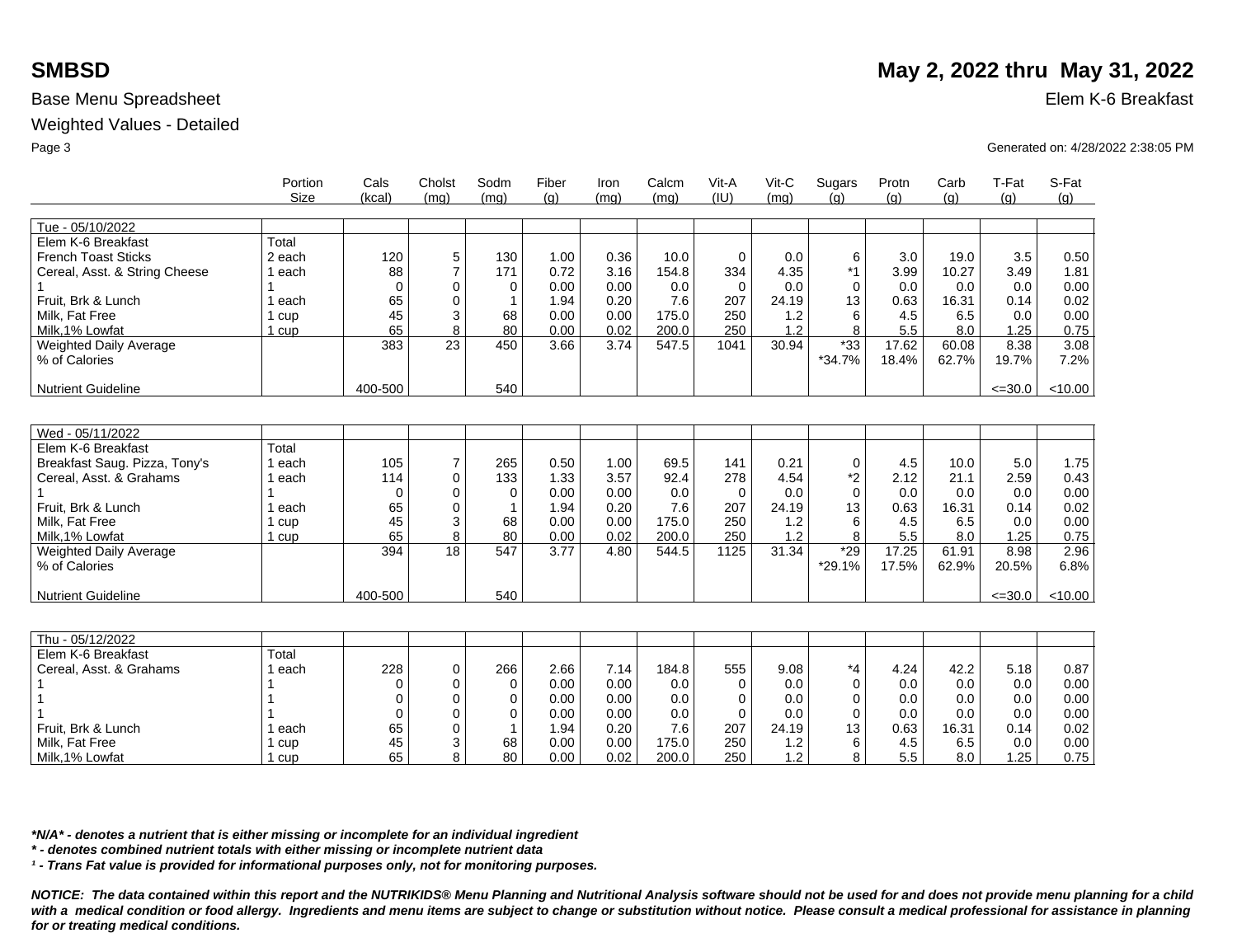# SMBSD

## May 2, 2022 thru May 31, 2022

Base Menu Spreadsheet

Elem K-6 Breakfast

Weighted Values - Detailed

Generated on: 4/28/2022 2:38:05 PM

| | Portion Size | Cals (kcal) | Cholst (mg) | Sodm (mg) | Fiber (g) | Iron (mg) | Calcm (mg) | Vit-A (IU) | Vit-C (mg) | Sugars (g) | Protn (g) | Carb (g) | T-Fat (g) | S-Fat (g) |
|---|---|---|---|---|---|---|---|---|---|---|---|---|---|---|
| Tue - 05/10/2022 | | | | | | | | | | | | | | |
| Elem K-6 Breakfast | Total | | | | | | | | | | | | | |
| French Toast Sticks | 2 each | 120 | 5 | 130 | 1.00 | 0.36 | 10.0 | 0 | 0.0 | 6 | 3.0 | 19.0 | 3.5 | 0.50 |
| Cereal, Asst. & String Cheese | 1 each | 88 | 7 | 171 | 0.72 | 3.16 | 154.8 | 334 | 4.35 | *1 | 3.99 | 10.27 | 3.49 | 1.81 |
| 1 | 1 | 0 | 0 | 0 | 0.00 | 0.00 | 0.0 | 0 | 0.0 | 0 | 0.0 | 0.0 | 0.0 | 0.00 |
| Fruit, Brk & Lunch | 1 each | 65 | 0 | 1 | 1.94 | 0.20 | 7.6 | 207 | 24.19 | 13 | 0.63 | 16.31 | 0.14 | 0.02 |
| Milk, Fat Free | 1 cup | 45 | 3 | 68 | 0.00 | 0.00 | 175.0 | 250 | 1.2 | 6 | 4.5 | 6.5 | 0.0 | 0.00 |
| Milk,1% Lowfat | 1 cup | 65 | 8 | 80 | 0.00 | 0.02 | 200.0 | 250 | 1.2 | 8 | 5.5 | 8.0 | 1.25 | 0.75 |
| Weighted Daily Average | | 383 | 23 | 450 | 3.66 | 3.74 | 547.5 | 1041 | 30.94 | *33 | 17.62 | 60.08 | 8.38 | 3.08 |
| % of Calories | | | | | | | | | | *34.7% | 18.4% | 62.7% | 19.7% | 7.2% |
| Nutrient Guideline | | 400-500 | | 540 | | | | | | | | | <=30.0 | <10.00 |

| | Portion Size | Cals (kcal) | Cholst (mg) | Sodm (mg) | Fiber (g) | Iron (mg) | Calcm (mg) | Vit-A (IU) | Vit-C (mg) | Sugars (g) | Protn (g) | Carb (g) | T-Fat (g) | S-Fat (g) |
|---|---|---|---|---|---|---|---|---|---|---|---|---|---|---|
| Wed - 05/11/2022 | | | | | | | | | | | | | | |
| Elem K-6 Breakfast | Total | | | | | | | | | | | | | |
| Breakfast Saug. Pizza, Tony's | 1 each | 105 | 7 | 265 | 0.50 | 1.00 | 69.5 | 141 | 0.21 | 0 | 4.5 | 10.0 | 5.0 | 1.75 |
| Cereal, Asst. & Grahams | 1 each | 114 | 0 | 133 | 1.33 | 3.57 | 92.4 | 278 | 4.54 | *2 | 2.12 | 21.1 | 2.59 | 0.43 |
| 1 | 1 | 0 | 0 | 0 | 0.00 | 0.00 | 0.0 | 0 | 0.0 | 0 | 0.0 | 0.0 | 0.0 | 0.00 |
| Fruit, Brk & Lunch | 1 each | 65 | 0 | 1 | 1.94 | 0.20 | 7.6 | 207 | 24.19 | 13 | 0.63 | 16.31 | 0.14 | 0.02 |
| Milk, Fat Free | 1 cup | 45 | 3 | 68 | 0.00 | 0.00 | 175.0 | 250 | 1.2 | 6 | 4.5 | 6.5 | 0.0 | 0.00 |
| Milk,1% Lowfat | 1 cup | 65 | 8 | 80 | 0.00 | 0.02 | 200.0 | 250 | 1.2 | 8 | 5.5 | 8.0 | 1.25 | 0.75 |
| Weighted Daily Average | | 394 | 18 | 547 | 3.77 | 4.80 | 544.5 | 1125 | 31.34 | *29 | 17.25 | 61.91 | 8.98 | 2.96 |
| % of Calories | | | | | | | | | | *29.1% | 17.5% | 62.9% | 20.5% | 6.8% |
| Nutrient Guideline | | 400-500 | | 540 | | | | | | | | | <=30.0 | <10.00 |

| | Portion Size | Cals (kcal) | Cholst (mg) | Sodm (mg) | Fiber (g) | Iron (mg) | Calcm (mg) | Vit-A (IU) | Vit-C (mg) | Sugars (g) | Protn (g) | Carb (g) | T-Fat (g) | S-Fat (g) |
|---|---|---|---|---|---|---|---|---|---|---|---|---|---|---|
| Thu - 05/12/2022 | | | | | | | | | | | | | | |
| Elem K-6 Breakfast | Total | | | | | | | | | | | | | |
| Cereal, Asst. & Grahams | 1 each | 228 | 0 | 266 | 2.66 | 7.14 | 184.8 | 555 | 9.08 | *4 | 4.24 | 42.2 | 5.18 | 0.87 |
| 1 | 1 | 0 | 0 | 0 | 0.00 | 0.00 | 0.0 | 0 | 0.0 | 0 | 0.0 | 0.0 | 0.0 | 0.00 |
| 1 | 1 | 0 | 0 | 0 | 0.00 | 0.00 | 0.0 | 0 | 0.0 | 0 | 0.0 | 0.0 | 0.0 | 0.00 |
| 1 | 1 | 0 | 0 | 0 | 0.00 | 0.00 | 0.0 | 0 | 0.0 | 0 | 0.0 | 0.0 | 0.0 | 0.00 |
| Fruit, Brk & Lunch | 1 each | 65 | 0 | 1 | 1.94 | 0.20 | 7.6 | 207 | 24.19 | 13 | 0.63 | 16.31 | 0.14 | 0.02 |
| Milk, Fat Free | 1 cup | 45 | 3 | 68 | 0.00 | 0.00 | 175.0 | 250 | 1.2 | 6 | 4.5 | 6.5 | 0.0 | 0.00 |
| Milk,1% Lowfat | 1 cup | 65 | 8 | 80 | 0.00 | 0.02 | 200.0 | 250 | 1.2 | 8 | 5.5 | 8.0 | 1.25 | 0.75 |

***N/A* - denotes a nutrient that is either missing or incomplete for an individual ingredient**

***** - denotes combined nutrient totals with either missing or incomplete nutrient data**

***¹ - Trans Fat value is provided for informational purposes only, not for monitoring purposes.***

***NOTICE: The data contained within this report and the NUTRIKIDS® Menu Planning and Nutritional Analysis software should not be used for and does not provide menu planning for a child with a medical condition or food allergy. Ingredients and menu items are subject to change or substitution without notice. Please consult a medical professional for assistance in planning for or treating medical conditions.***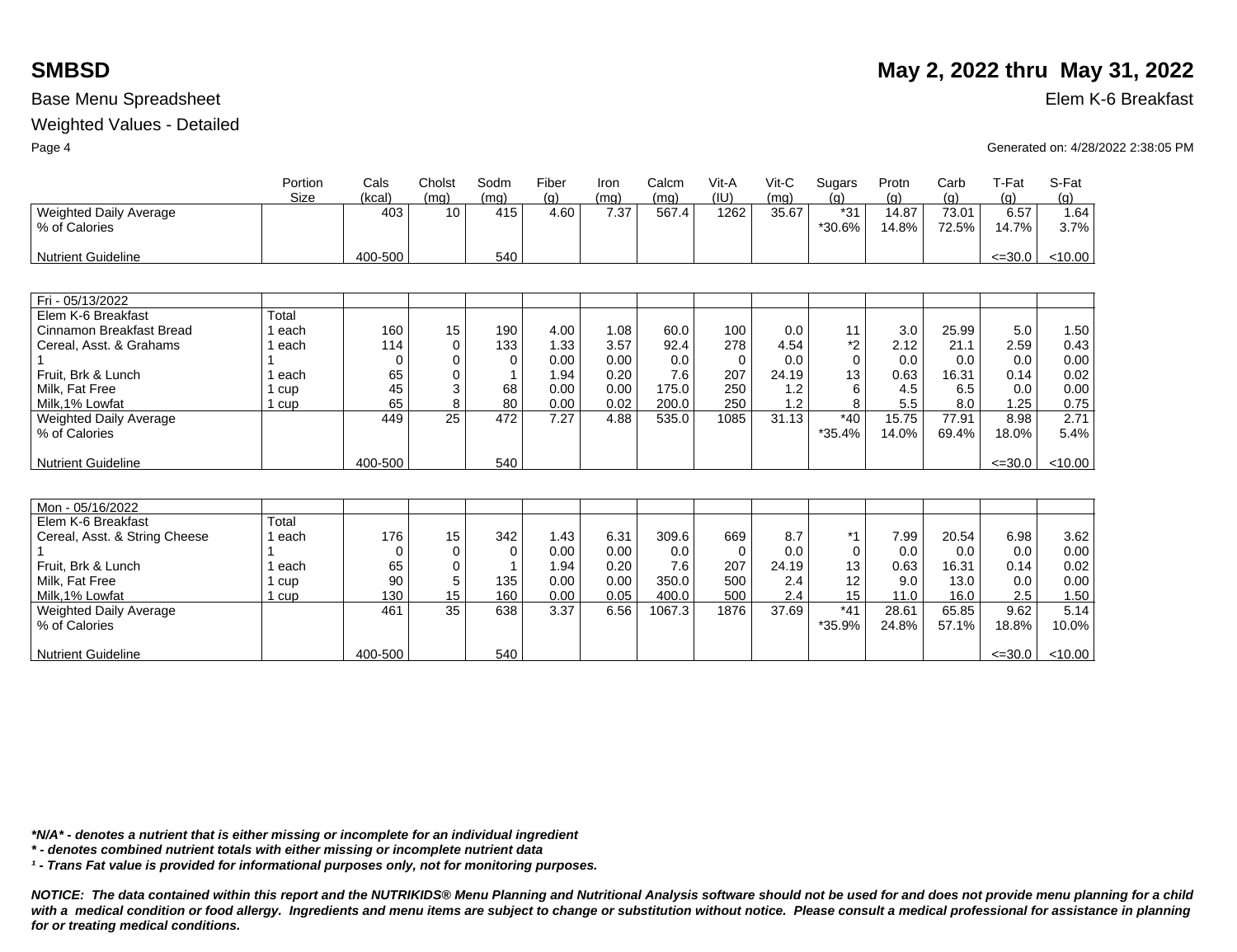## SMBSD

**May 2, 2022 thru May 31, 2022**

Base Menu Spreadsheet

Elem K-6 Breakfast

Weighted Values - Detailed

Generated on: 4/28/2022 2:38:05 PM

| | Portion Size | Cals (kcal) | Cholst (mg) | Sodm (mg) | Fiber (g) | Iron (mg) | Calcm (mg) | Vit-A (IU) | Vit-C (mg) | Sugars (g) | Protn (g) | Carb (g) | T-Fat (g) | S-Fat (g) |
|---|---|---|---|---|---|---|---|---|---|---|---|---|---|---|
| Weighted Daily Average | | 403 | 10 | 415 | 4.60 | 7.37 | 567.4 | 1262 | 35.67 | *31 | 14.87 | 73.01 | 6.57 | 1.64 |
| % of Calories | | | | | | | | | | *30.6% | 14.8% | 72.5% | 14.7% | 3.7% |
| Nutrient Guideline | | 400-500 | | 540 | | | | | | | | | <=30.0 | <10.00 |

| | Portion Size | Cals (kcal) | Cholst (mg) | Sodm (mg) | Fiber (g) | Iron (mg) | Calcm (mg) | Vit-A (IU) | Vit-C (mg) | Sugars (g) | Protn (g) | Carb (g) | T-Fat (g) | S-Fat (g) |
|---|---|---|---|---|---|---|---|---|---|---|---|---|---|---|
| Fri - 05/13/2022 | | | | | | | | | | | | | | |
| Elem K-6 Breakfast | Total | | | | | | | | | | | | | |
| Cinnamon Breakfast Bread | 1 each | 160 | 15 | 190 | 4.00 | 1.08 | 60.0 | 100 | 0.0 | 11 | 3.0 | 25.99 | 5.0 | 1.50 |
| Cereal, Asst. & Grahams | 1 each | 114 | 0 | 133 | 1.33 | 3.57 | 92.4 | 278 | 4.54 | *2 | 2.12 | 21.1 | 2.59 | 0.43 |
| 1 | 1 | 0 | 0 | 0 | 0.00 | 0.00 | 0.0 | 0 | 0.0 | 0 | 0.0 | 0.0 | 0.0 | 0.00 |
| Fruit, Brk & Lunch | 1 each | 65 | 0 | 1 | 1.94 | 0.20 | 7.6 | 207 | 24.19 | 13 | 0.63 | 16.31 | 0.14 | 0.02 |
| Milk, Fat Free | 1 cup | 45 | 3 | 68 | 0.00 | 0.00 | 175.0 | 250 | 1.2 | 6 | 4.5 | 6.5 | 0.0 | 0.00 |
| Milk,1% Lowfat | 1 cup | 65 | 8 | 80 | 0.00 | 0.02 | 200.0 | 250 | 1.2 | 8 | 5.5 | 8.0 | 1.25 | 0.75 |
| Weighted Daily Average | | 449 | 25 | 472 | 7.27 | 4.88 | 535.0 | 1085 | 31.13 | *40 | 15.75 | 77.91 | 8.98 | 2.71 |
| % of Calories | | | | | | | | | | *35.4% | 14.0% | 69.4% | 18.0% | 5.4% |
| Nutrient Guideline | | 400-500 | | 540 | | | | | | | | | <=30.0 | <10.00 |

| | Portion Size | Cals (kcal) | Cholst (mg) | Sodm (mg) | Fiber (g) | Iron (mg) | Calcm (mg) | Vit-A (IU) | Vit-C (mg) | Sugars (g) | Protn (g) | Carb (g) | T-Fat (g) | S-Fat (g) |
|---|---|---|---|---|---|---|---|---|---|---|---|---|---|---|
| Mon - 05/16/2022 | | | | | | | | | | | | | | |
| Elem K-6 Breakfast | Total | | | | | | | | | | | | | |
| Cereal, Asst. & String Cheese | 1 each | 176 | 15 | 342 | 1.43 | 6.31 | 309.6 | 669 | 8.7 | *1 | 7.99 | 20.54 | 6.98 | 3.62 |
| 1 | 1 | 0 | 0 | 0 | 0.00 | 0.00 | 0.0 | 0 | 0.0 | 0 | 0.0 | 0.0 | 0.0 | 0.00 |
| Fruit, Brk & Lunch | 1 each | 65 | 0 | 1 | 1.94 | 0.20 | 7.6 | 207 | 24.19 | 13 | 0.63 | 16.31 | 0.14 | 0.02 |
| Milk, Fat Free | 1 cup | 90 | 5 | 135 | 0.00 | 0.00 | 350.0 | 500 | 2.4 | 12 | 9.0 | 13.0 | 0.0 | 0.00 |
| Milk,1% Lowfat | 1 cup | 130 | 15 | 160 | 0.00 | 0.05 | 400.0 | 500 | 2.4 | 15 | 11.0 | 16.0 | 2.5 | 1.50 |
| Weighted Daily Average | | 461 | 35 | 638 | 3.37 | 6.56 | 1067.3 | 1876 | 37.69 | *41 | 28.61 | 65.85 | 9.62 | 5.14 |
| % of Calories | | | | | | | | | | *35.9% | 24.8% | 57.1% | 18.8% | 10.0% |
| Nutrient Guideline | | 400-500 | | 540 | | | | | | | | | <=30.0 | <10.00 |

***N/A* - denotes a nutrient that is either missing or incomplete for an individual ingredient**

*** - denotes combined nutrient totals with either missing or incomplete nutrient data**

***¹ - Trans Fat value is provided for informational purposes only, not for monitoring purposes.***

***NOTICE: The data contained within this report and the NUTRIKIDS® Menu Planning and Nutritional Analysis software should not be used for and does not provide menu planning for a child with a medical condition or food allergy. Ingredients and menu items are subject to change or substitution without notice. Please consult a medical professional for assistance in planning for or treating medical conditions.***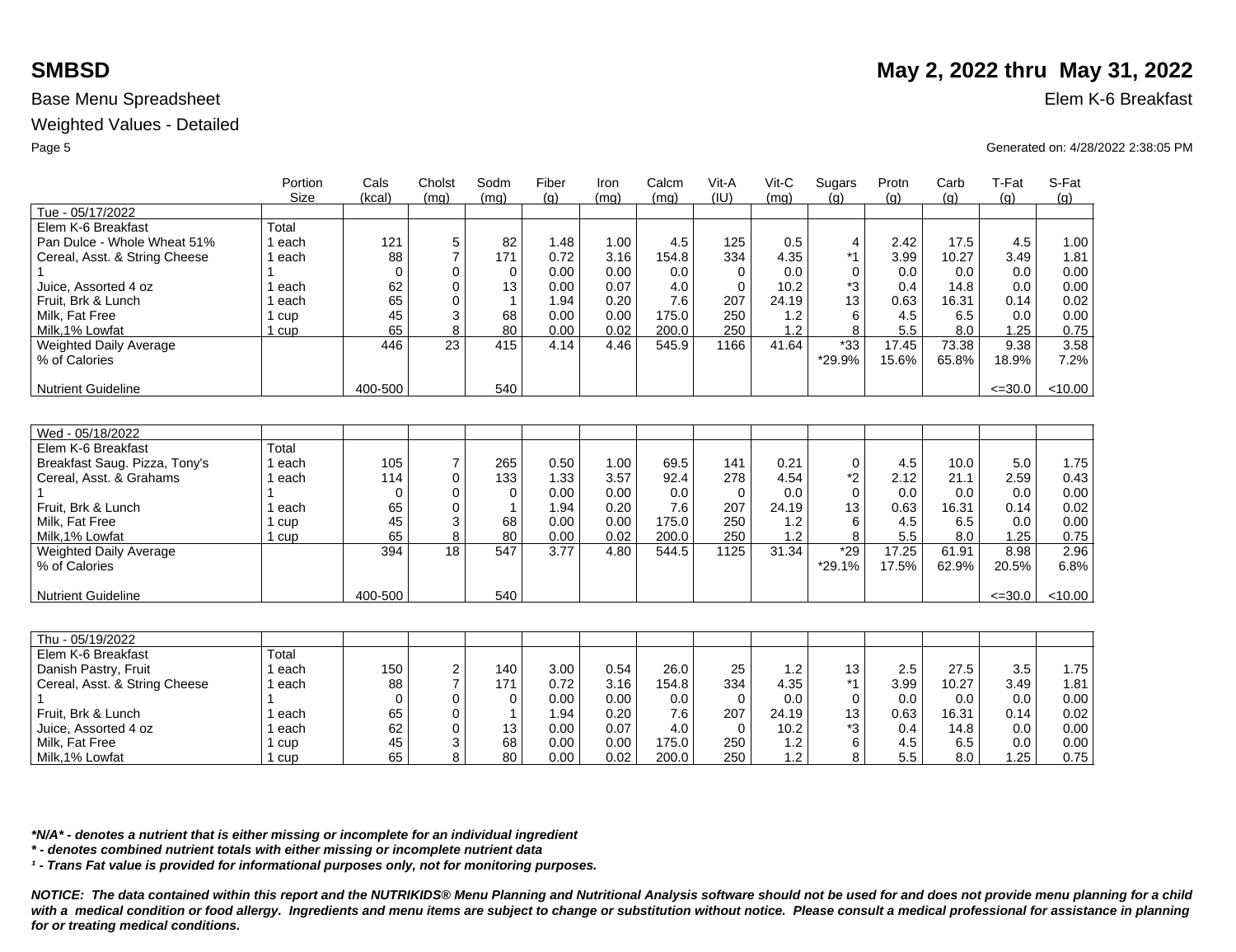# SMBSD

**May 2, 2022 thru May 31, 2022**

Base Menu Spreadsheet

Elem K-6 Breakfast

Weighted Values - Detailed

Generated on: 4/28/2022 2:38:05 PM

| | Portion Size | Cals (kcal) | Cholst (mg) | Sodm (mg) | Fiber (g) | Iron (mg) | Calcm (mg) | Vit-A (IU) | Vit-C (mg) | Sugars (g) | Protn (g) | Carb (g) | T-Fat (g) | S-Fat (g) |
|---|---|---|---|---|---|---|---|---|---|---|---|---|---|---|
| Tue - 05/17/2022 | | | | | | | | | | | | | | |
| Elem K-6 Breakfast | Total | | | | | | | | | | | | | |
| Pan Dulce - Whole Wheat 51% | 1 each | 121 | 5 | 82 | 1.48 | 1.00 | 4.5 | 125 | 0.5 | 4 | 2.42 | 17.5 | 4.5 | 1.00 |
| Cereal, Asst. & String Cheese | 1 each | 88 | 7 | 171 | 0.72 | 3.16 | 154.8 | 334 | 4.35 | *1 | 3.99 | 10.27 | 3.49 | 1.81 |
| 1 | 1 | 0 | 0 | 0 | 0.00 | 0.00 | 0.0 | 0 | 0.0 | 0 | 0.0 | 0.0 | 0.0 | 0.00 |
| Juice, Assorted 4 oz | 1 each | 62 | 0 | 13 | 0.00 | 0.07 | 4.0 | 0 | 10.2 | *3 | 0.4 | 14.8 | 0.0 | 0.00 |
| Fruit, Brk & Lunch | 1 each | 65 | 0 | 1 | 1.94 | 0.20 | 7.6 | 207 | 24.19 | 13 | 0.63 | 16.31 | 0.14 | 0.02 |
| Milk, Fat Free | 1 cup | 45 | 3 | 68 | 0.00 | 0.00 | 175.0 | 250 | 1.2 | 6 | 4.5 | 6.5 | 0.0 | 0.00 |
| Milk,1% Lowfat | 1 cup | 65 | 8 | 80 | 0.00 | 0.02 | 200.0 | 250 | 1.2 | 8 | 5.5 | 8.0 | 1.25 | 0.75 |
| Weighted Daily Average | | 446 | 23 | 415 | 4.14 | 4.46 | 545.9 | 1166 | 41.64 | *33 | 17.45 | 73.38 | 9.38 | 3.58 |
| % of Calories | | | | | | | | | | *29.9% | 15.6% | 65.8% | 18.9% | 7.2% |
| Nutrient Guideline | | 400-500 | | 540 | | | | | | | | | <=30.0 | <10.00 |

| | Portion Size | Cals (kcal) | Cholst (mg) | Sodm (mg) | Fiber (g) | Iron (mg) | Calcm (mg) | Vit-A (IU) | Vit-C (mg) | Sugars (g) | Protn (g) | Carb (g) | T-Fat (g) | S-Fat (g) |
|---|---|---|---|---|---|---|---|---|---|---|---|---|---|---|
| Wed - 05/18/2022 | | | | | | | | | | | | | | |
| Elem K-6 Breakfast | Total | | | | | | | | | | | | | |
| Breakfast Saug. Pizza, Tony's | 1 each | 105 | 7 | 265 | 0.50 | 1.00 | 69.5 | 141 | 0.21 | 0 | 4.5 | 10.0 | 5.0 | 1.75 |
| Cereal, Asst. & Grahams | 1 each | 114 | 0 | 133 | 1.33 | 3.57 | 92.4 | 278 | 4.54 | *2 | 2.12 | 21.1 | 2.59 | 0.43 |
| 1 | 1 | 0 | 0 | 0 | 0.00 | 0.00 | 0.0 | 0 | 0.0 | 0 | 0.0 | 0.0 | 0.0 | 0.00 |
| Fruit, Brk & Lunch | 1 each | 65 | 0 | 1 | 1.94 | 0.20 | 7.6 | 207 | 24.19 | 13 | 0.63 | 16.31 | 0.14 | 0.02 |
| Milk, Fat Free | 1 cup | 45 | 3 | 68 | 0.00 | 0.00 | 175.0 | 250 | 1.2 | 6 | 4.5 | 6.5 | 0.0 | 0.00 |
| Milk,1% Lowfat | 1 cup | 65 | 8 | 80 | 0.00 | 0.02 | 200.0 | 250 | 1.2 | 8 | 5.5 | 8.0 | 1.25 | 0.75 |
| Weighted Daily Average | | 394 | 18 | 547 | 3.77 | 4.80 | 544.5 | 1125 | 31.34 | *29 | 17.25 | 61.91 | 8.98 | 2.96 |
| % of Calories | | | | | | | | | | *29.1% | 17.5% | 62.9% | 20.5% | 6.8% |
| Nutrient Guideline | | 400-500 | | 540 | | | | | | | | | <=30.0 | <10.00 |

| | Portion Size | Cals (kcal) | Cholst (mg) | Sodm (mg) | Fiber (g) | Iron (mg) | Calcm (mg) | Vit-A (IU) | Vit-C (mg) | Sugars (g) | Protn (g) | Carb (g) | T-Fat (g) | S-Fat (g) |
|---|---|---|---|---|---|---|---|---|---|---|---|---|---|---|
| Thu - 05/19/2022 | | | | | | | | | | | | | | |
| Elem K-6 Breakfast | Total | | | | | | | | | | | | | |
| Danish Pastry, Fruit | 1 each | 150 | 2 | 140 | 3.00 | 0.54 | 26.0 | 25 | 1.2 | 13 | 2.5 | 27.5 | 3.5 | 1.75 |
| Cereal, Asst. & String Cheese | 1 each | 88 | 7 | 171 | 0.72 | 3.16 | 154.8 | 334 | 4.35 | *1 | 3.99 | 10.27 | 3.49 | 1.81 |
| 1 | 1 | 0 | 0 | 0 | 0.00 | 0.00 | 0.0 | 0 | 0.0 | 0 | 0.0 | 0.0 | 0.0 | 0.00 |
| Fruit, Brk & Lunch | 1 each | 65 | 0 | 1 | 1.94 | 0.20 | 7.6 | 207 | 24.19 | 13 | 0.63 | 16.31 | 0.14 | 0.02 |
| Juice, Assorted 4 oz | 1 each | 62 | 0 | 13 | 0.00 | 0.07 | 4.0 | 0 | 10.2 | *3 | 0.4 | 14.8 | 0.0 | 0.00 |
| Milk, Fat Free | 1 cup | 45 | 3 | 68 | 0.00 | 0.00 | 175.0 | 250 | 1.2 | 6 | 4.5 | 6.5 | 0.0 | 0.00 |
| Milk,1% Lowfat | 1 cup | 65 | 8 | 80 | 0.00 | 0.02 | 200.0 | 250 | 1.2 | 8 | 5.5 | 8.0 | 1.25 | 0.75 |

***N/A* - denotes a nutrient that is either missing or incomplete for an individual ingredient***

***\* - denotes combined nutrient totals with either missing or incomplete nutrient data***

***¹ - Trans Fat value is provided for informational purposes only, not for monitoring purposes.***

***NOTICE: The data contained within this report and the NUTRIKIDS® Menu Planning and Nutritional Analysis software should not be used for and does not provide menu planning for a child with a medical condition or food allergy. Ingredients and menu items are subject to change or substitution without notice. Please consult a medical professional for assistance in planning for or treating medical conditions.***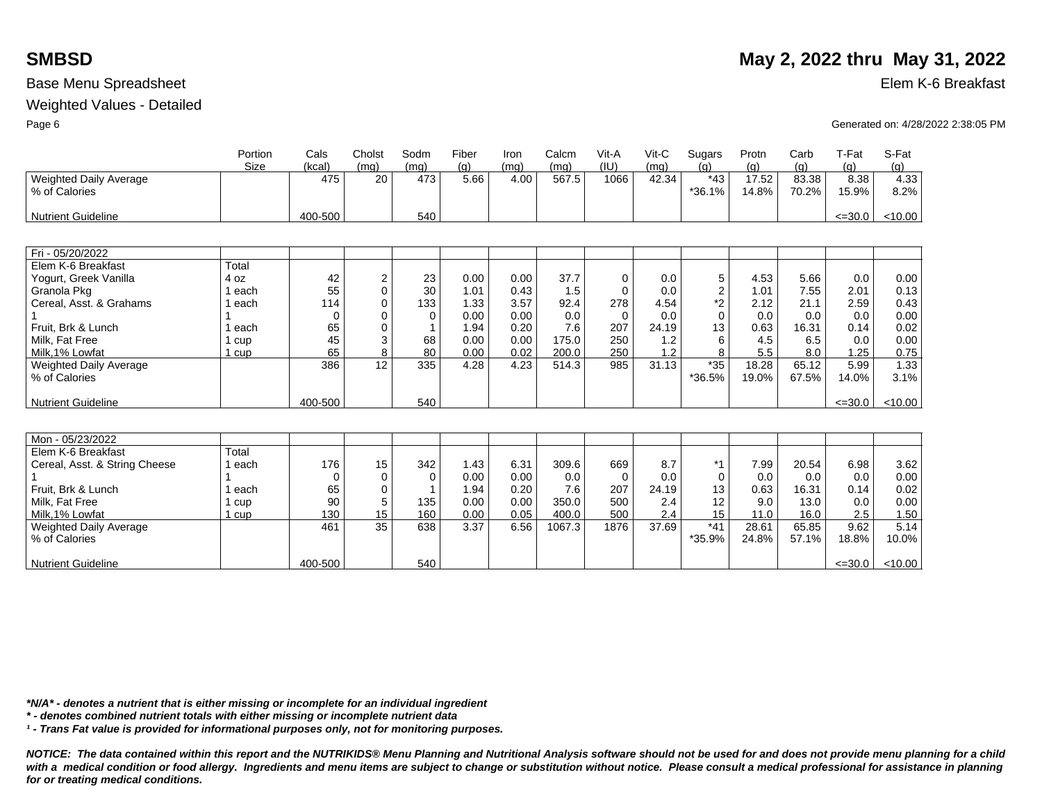# SMBSD

**May 2, 2022 thru May 31, 2022**

Base Menu Spreadsheet

Elem K-6 Breakfast

Weighted Values - Detailed

Generated on: 4/28/2022 2:38:05 PM

| | Portion Size | Cals (kcal) | Cholst (mg) | Sodm (mg) | Fiber (g) | Iron (mg) | Calcm (mg) | Vit-A (IU) | Vit-C (mg) | Sugars (g) | Protn (g) | Carb (g) | T-Fat (g) | S-Fat (g) |
|---|---|---|---|---|---|---|---|---|---|---|---|---|---|---|
| Weighted Daily Average | | 475 | 20 | 473 | 5.66 | 4.00 | 567.5 | 1066 | 42.34 | *43 | 17.52 | 83.38 | 8.38 | 4.33 |
| % of Calories | | | | | | | | | | *36.1% | 14.8% | 70.2% | 15.9% | 8.2% |
| Nutrient Guideline | | 400-500 | | 540 | | | | | | | | | <=30.0 | <10.00 |

| | Portion Size | Cals (kcal) | Cholst (mg) | Sodm (mg) | Fiber (g) | Iron (mg) | Calcm (mg) | Vit-A (IU) | Vit-C (mg) | Sugars (g) | Protn (g) | Carb (g) | T-Fat (g) | S-Fat (g) |
|---|---|---|---|---|---|---|---|---|---|---|---|---|---|---|
| Fri - 05/20/2022 | | | | | | | | | | | | | | |
| Elem K-6 Breakfast | Total | | | | | | | | | | | | | |
| Yogurt, Greek Vanilla | 4 oz | 42 | 2 | 23 | 0.00 | 0.00 | 37.7 | 0 | 0.0 | 5 | 4.53 | 5.66 | 0.0 | 0.00 |
| Granola Pkg | 1 each | 55 | 0 | 30 | 1.01 | 0.43 | 1.5 | 0 | 0.0 | 2 | 1.01 | 7.55 | 2.01 | 0.13 |
| Cereal, Asst. & Grahams | 1 each | 114 | 0 | 133 | 1.33 | 3.57 | 92.4 | 278 | 4.54 | *2 | 2.12 | 21.1 | 2.59 | 0.43 |
| 1 | 1 | 0 | 0 | 0 | 0.00 | 0.00 | 0.0 | 0 | 0.0 | 0 | 0.0 | 0.0 | 0.0 | 0.00 |
| Fruit, Brk & Lunch | 1 each | 65 | 0 | 1 | 1.94 | 0.20 | 7.6 | 207 | 24.19 | 13 | 0.63 | 16.31 | 0.14 | 0.02 |
| Milk, Fat Free | 1 cup | 45 | 3 | 68 | 0.00 | 0.00 | 175.0 | 250 | 1.2 | 6 | 4.5 | 6.5 | 0.0 | 0.00 |
| Milk,1% Lowfat | 1 cup | 65 | 8 | 80 | 0.00 | 0.02 | 200.0 | 250 | 1.2 | 8 | 5.5 | 8.0 | 1.25 | 0.75 |
| Weighted Daily Average | | 386 | 12 | 335 | 4.28 | 4.23 | 514.3 | 985 | 31.13 | *35 | 18.28 | 65.12 | 5.99 | 1.33 |
| % of Calories | | | | | | | | | | *36.5% | 19.0% | 67.5% | 14.0% | 3.1% |
| Nutrient Guideline | | 400-500 | | 540 | | | | | | | | | <=30.0 | <10.00 |

| | Portion Size | Cals (kcal) | Cholst (mg) | Sodm (mg) | Fiber (g) | Iron (mg) | Calcm (mg) | Vit-A (IU) | Vit-C (mg) | Sugars (g) | Protn (g) | Carb (g) | T-Fat (g) | S-Fat (g) |
|---|---|---|---|---|---|---|---|---|---|---|---|---|---|---|
| Mon - 05/23/2022 | | | | | | | | | | | | | | |
| Elem K-6 Breakfast | Total | | | | | | | | | | | | | |
| Cereal, Asst. & String Cheese | 1 each | 176 | 15 | 342 | 1.43 | 6.31 | 309.6 | 669 | 8.7 | *1 | 7.99 | 20.54 | 6.98 | 3.62 |
| 1 | 1 | 0 | 0 | 0 | 0.00 | 0.00 | 0.0 | 0 | 0.0 | 0 | 0.0 | 0.0 | 0.0 | 0.00 |
| Fruit, Brk & Lunch | 1 each | 65 | 0 | 1 | 1.94 | 0.20 | 7.6 | 207 | 24.19 | 13 | 0.63 | 16.31 | 0.14 | 0.02 |
| Milk, Fat Free | 1 cup | 90 | 5 | 135 | 0.00 | 0.00 | 350.0 | 500 | 2.4 | 12 | 9.0 | 13.0 | 0.0 | 0.00 |
| Milk,1% Lowfat | 1 cup | 130 | 15 | 160 | 0.00 | 0.05 | 400.0 | 500 | 2.4 | 15 | 11.0 | 16.0 | 2.5 | 1.50 |
| Weighted Daily Average | | 461 | 35 | 638 | 3.37 | 6.56 | 1067.3 | 1876 | 37.69 | *41 | 28.61 | 65.85 | 9.62 | 5.14 |
| % of Calories | | | | | | | | | | *35.9% | 24.8% | 57.1% | 18.8% | 10.0% |
| Nutrient Guideline | | 400-500 | | 540 | | | | | | | | | <=30.0 | <10.00 |

****N/A* - denotes a nutrient that is either missing or incomplete for an individual ingredient***

***\* - denotes combined nutrient totals with either missing or incomplete nutrient data***

***¹ - Trans Fat value is provided for informational purposes only, not for monitoring purposes.***

***NOTICE: The data contained within this report and the NUTRIKIDS® Menu Planning and Nutritional Analysis software should not be used for and does not provide menu planning for a child with a medical condition or food allergy. Ingredients and menu items are subject to change or substitution without notice. Please consult a medical professional for assistance in planning for or treating medical conditions.***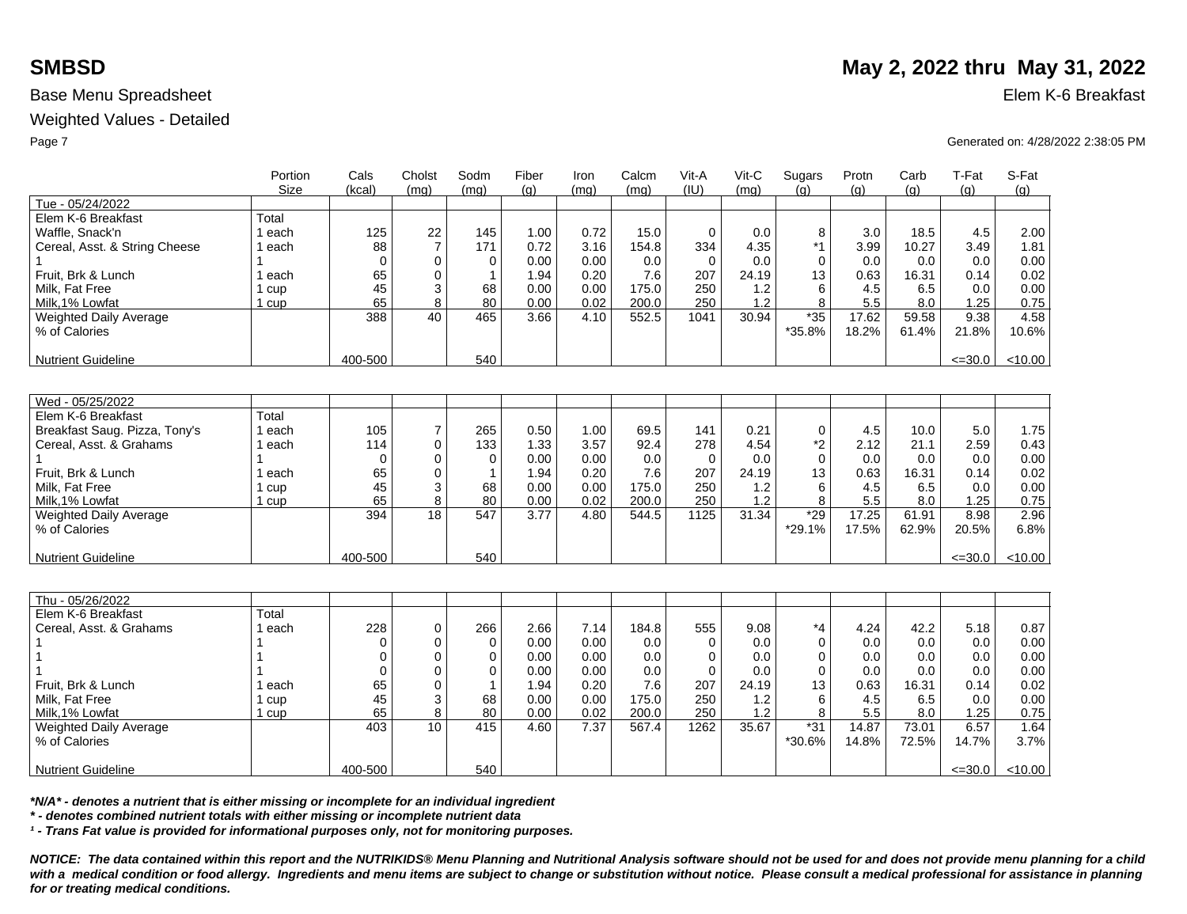# SMBSD

# May 2, 2022 thru May 31, 2022

Base Menu Spreadsheet

Elem K-6 Breakfast

Weighted Values - Detailed

Generated on: 4/28/2022 2:38:05 PM

| | Portion Size | Cals (kcal) | Cholst (mg) | Sodm (mg) | Fiber (g) | Iron (mg) | Calcm (mg) | Vit-A (IU) | Vit-C (mg) | Sugars (g) | Protn (g) | Carb (g) | T-Fat (g) | S-Fat (g) |
|---|---|---|---|---|---|---|---|---|---|---|---|---|---|---|
| Tue - 05/24/2022 | | | | | | | | | | | | | | |
| Elem K-6 Breakfast | Total | | | | | | | | | | | | | |
| Waffle, Snack'n | 1 each | 125 | 22 | 145 | 1.00 | 0.72 | 15.0 | 0 | 0.0 | 8 | 3.0 | 18.5 | 4.5 | 2.00 |
| Cereal, Asst. & String Cheese | 1 each | 88 | 7 | 171 | 0.72 | 3.16 | 154.8 | 334 | 4.35 | *1 | 3.99 | 10.27 | 3.49 | 1.81 |
| 1 | 1 | 0 | 0 | 0 | 0.00 | 0.00 | 0.0 | 0 | 0.0 | 0 | 0.0 | 0.0 | 0.0 | 0.00 |
| Fruit, Brk & Lunch | 1 each | 65 | 0 | 1 | 1.94 | 0.20 | 7.6 | 207 | 24.19 | 13 | 0.63 | 16.31 | 0.14 | 0.02 |
| Milk, Fat Free | 1 cup | 45 | 3 | 68 | 0.00 | 0.00 | 175.0 | 250 | 1.2 | 6 | 4.5 | 6.5 | 0.0 | 0.00 |
| Milk,1% Lowfat | 1 cup | 65 | 8 | 80 | 0.00 | 0.02 | 200.0 | 250 | 1.2 | 8 | 5.5 | 8.0 | 1.25 | 0.75 |
| Weighted Daily Average | | 388 | 40 | 465 | 3.66 | 4.10 | 552.5 | 1041 | 30.94 | *35 | 17.62 | 59.58 | 9.38 | 4.58 |
| % of Calories | | | | | | | | | | *35.8% | 18.2% | 61.4% | 21.8% | 10.6% |
| Nutrient Guideline | | 400-500 | | 540 | | | | | | | | | <=30.0 | <10.00 |

| | Portion Size | Cals (kcal) | Cholst (mg) | Sodm (mg) | Fiber (g) | Iron (mg) | Calcm (mg) | Vit-A (IU) | Vit-C (mg) | Sugars (g) | Protn (g) | Carb (g) | T-Fat (g) | S-Fat (g) |
|---|---|---|---|---|---|---|---|---|---|---|---|---|---|---|
| Wed - 05/25/2022 | | | | | | | | | | | | | | |
| Elem K-6 Breakfast | Total | | | | | | | | | | | | | |
| Breakfast Saug. Pizza, Tony's | 1 each | 105 | 7 | 265 | 0.50 | 1.00 | 69.5 | 141 | 0.21 | 0 | 4.5 | 10.0 | 5.0 | 1.75 |
| Cereal, Asst. & Grahams | 1 each | 114 | 0 | 133 | 1.33 | 3.57 | 92.4 | 278 | 4.54 | *2 | 2.12 | 21.1 | 2.59 | 0.43 |
| 1 | 1 | 0 | 0 | 0 | 0.00 | 0.00 | 0.0 | 0 | 0.0 | 0 | 0.0 | 0.0 | 0.0 | 0.00 |
| Fruit, Brk & Lunch | 1 each | 65 | 0 | 1 | 1.94 | 0.20 | 7.6 | 207 | 24.19 | 13 | 0.63 | 16.31 | 0.14 | 0.02 |
| Milk, Fat Free | 1 cup | 45 | 3 | 68 | 0.00 | 0.00 | 175.0 | 250 | 1.2 | 6 | 4.5 | 6.5 | 0.0 | 0.00 |
| Milk,1% Lowfat | 1 cup | 65 | 8 | 80 | 0.00 | 0.02 | 200.0 | 250 | 1.2 | 8 | 5.5 | 8.0 | 1.25 | 0.75 |
| Weighted Daily Average | | 394 | 18 | 547 | 3.77 | 4.80 | 544.5 | 1125 | 31.34 | *29 | 17.25 | 61.91 | 8.98 | 2.96 |
| % of Calories | | | | | | | | | | *29.1% | 17.5% | 62.9% | 20.5% | 6.8% |
| Nutrient Guideline | | 400-500 | | 540 | | | | | | | | | <=30.0 | <10.00 |

| | Portion Size | Cals (kcal) | Cholst (mg) | Sodm (mg) | Fiber (g) | Iron (mg) | Calcm (mg) | Vit-A (IU) | Vit-C (mg) | Sugars (g) | Protn (g) | Carb (g) | T-Fat (g) | S-Fat (g) |
|---|---|---|---|---|---|---|---|---|---|---|---|---|---|---|
| Thu - 05/26/2022 | | | | | | | | | | | | | | |
| Elem K-6 Breakfast | Total | | | | | | | | | | | | | |
| Cereal, Asst. & Grahams | 1 each | 228 | 0 | 266 | 2.66 | 7.14 | 184.8 | 555 | 9.08 | *4 | 4.24 | 42.2 | 5.18 | 0.87 |
| 1 | 1 | 0 | 0 | 0 | 0.00 | 0.00 | 0.0 | 0 | 0.0 | 0 | 0.0 | 0.0 | 0.0 | 0.00 |
| 1 | 1 | 0 | 0 | 0 | 0.00 | 0.00 | 0.0 | 0 | 0.0 | 0 | 0.0 | 0.0 | 0.0 | 0.00 |
| 1 | 1 | 0 | 0 | 0 | 0.00 | 0.00 | 0.0 | 0 | 0.0 | 0 | 0.0 | 0.0 | 0.0 | 0.00 |
| Fruit, Brk & Lunch | 1 each | 65 | 0 | 1 | 1.94 | 0.20 | 7.6 | 207 | 24.19 | 13 | 0.63 | 16.31 | 0.14 | 0.02 |
| Milk, Fat Free | 1 cup | 45 | 3 | 68 | 0.00 | 0.00 | 175.0 | 250 | 1.2 | 6 | 4.5 | 6.5 | 0.0 | 0.00 |
| Milk,1% Lowfat | 1 cup | 65 | 8 | 80 | 0.00 | 0.02 | 200.0 | 250 | 1.2 | 8 | 5.5 | 8.0 | 1.25 | 0.75 |
| Weighted Daily Average | | 403 | 10 | 415 | 4.60 | 7.37 | 567.4 | 1262 | 35.67 | *31 | 14.87 | 73.01 | 6.57 | 1.64 |
| % of Calories | | | | | | | | | | *30.6% | 14.8% | 72.5% | 14.7% | 3.7% |
| Nutrient Guideline | | 400-500 | | 540 | | | | | | | | | <=30.0 | <10.00 |

***N/A* - denotes a nutrient that is either missing or incomplete for an individual ingredient**

***\* - denotes combined nutrient totals with either missing or incomplete nutrient data***

***¹ - Trans Fat value is provided for informational purposes only, not for monitoring purposes.***

***NOTICE: The data contained within this report and the NUTRIKIDS® Menu Planning and Nutritional Analysis software should not be used for and does not provide menu planning for a child with a medical condition or food allergy. Ingredients and menu items are subject to change or substitution without notice. Please consult a medical professional for assistance in planning for or treating medical conditions.***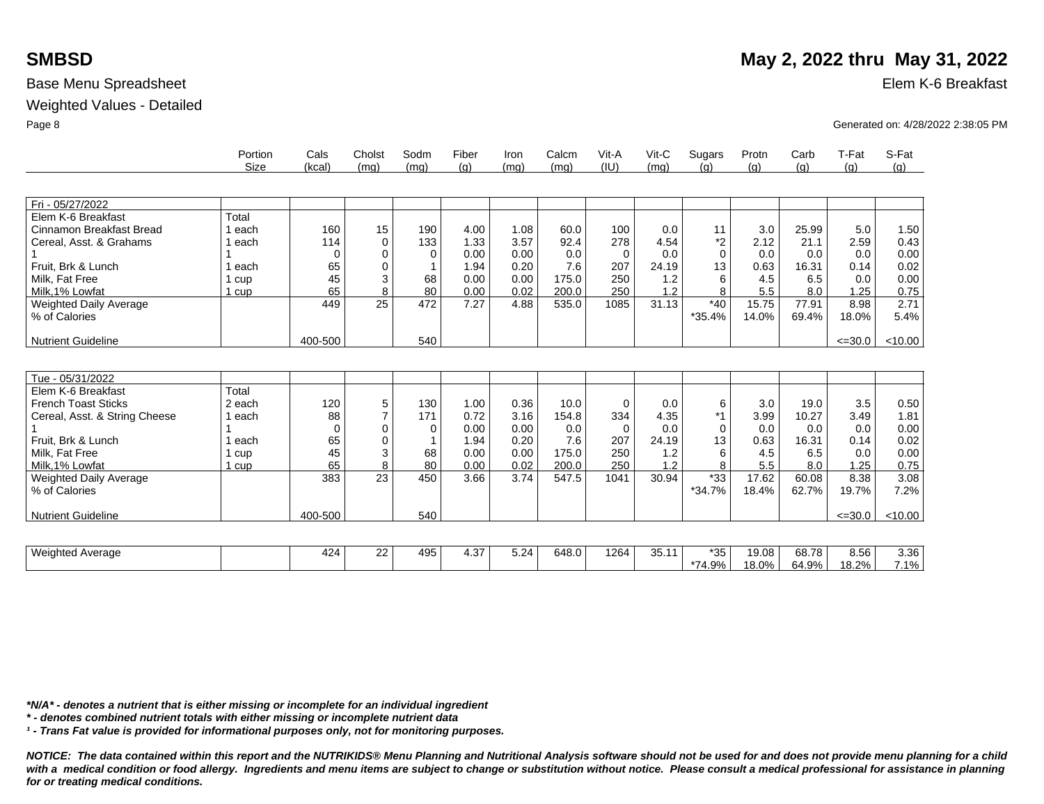**SMBSD** **May 2, 2022 thru May 31, 2022**

Base Menu Spreadsheet — Elem K-6 Breakfast

Weighted Values - Detailed

Generated on: 4/28/2022 2:38:05 PM

| | Portion Size | Cals (kcal) | Cholst (mg) | Sodm (mg) | Fiber (g) | Iron (mg) | Calcm (mg) | Vit-A (IU) | Vit-C (mg) | Sugars (g) | Protn (g) | Carb (g) | T-Fat (g) | S-Fat (g) |
|---|---|---|---|---|---|---|---|---|---|---|---|---|---|---|
| Fri - 05/27/2022 | | | | | | | | | | | | | | |
| Elem K-6 Breakfast | Total | | | | | | | | | | | | | |
| Cinnamon Breakfast Bread | 1 each | 160 | 15 | 190 | 4.00 | 1.08 | 60.0 | 100 | 0.0 | 11 | 3.0 | 25.99 | 5.0 | 1.50 |
| Cereal, Asst. & Grahams | 1 each | 114 | 0 | 133 | 1.33 | 3.57 | 92.4 | 278 | 4.54 | *2 | 2.12 | 21.1 | 2.59 | 0.43 |
| 1 | 1 | 0 | 0 | 0 | 0.00 | 0.00 | 0.0 | 0 | 0.0 | 0 | 0.0 | 0.0 | 0.0 | 0.00 |
| Fruit, Brk & Lunch | 1 each | 65 | 0 | 1 | 1.94 | 0.20 | 7.6 | 207 | 24.19 | 13 | 0.63 | 16.31 | 0.14 | 0.02 |
| Milk, Fat Free | 1 cup | 45 | 3 | 68 | 0.00 | 0.00 | 175.0 | 250 | 1.2 | 6 | 4.5 | 6.5 | 0.0 | 0.00 |
| Milk,1% Lowfat | 1 cup | 65 | 8 | 80 | 0.00 | 0.02 | 200.0 | 250 | 1.2 | 8 | 5.5 | 8.0 | 1.25 | 0.75 |
| Weighted Daily Average | | 449 | 25 | 472 | 7.27 | 4.88 | 535.0 | 1085 | 31.13 | *40 | 15.75 | 77.91 | 8.98 | 2.71 |
| % of Calories | | | | | | | | | | *35.4% | 14.0% | 69.4% | 18.0% | 5.4% |
| Nutrient Guideline | | 400-500 | | 540 | | | | | | | | | <=30.0 | <10.00 |
| Tue - 05/31/2022 | | | | | | | | | | | | | | |
| Elem K-6 Breakfast | Total | | | | | | | | | | | | | |
| French Toast Sticks | 2 each | 120 | 5 | 130 | 1.00 | 0.36 | 10.0 | 0 | 0.0 | 6 | 3.0 | 19.0 | 3.5 | 0.50 |
| Cereal, Asst. & String Cheese | 1 each | 88 | 7 | 171 | 0.72 | 3.16 | 154.8 | 334 | 4.35 | *1 | 3.99 | 10.27 | 3.49 | 1.81 |
| 1 | 1 | 0 | 0 | 0 | 0.00 | 0.00 | 0.0 | 0 | 0.0 | 0 | 0.0 | 0.0 | 0.0 | 0.00 |
| Fruit, Brk & Lunch | 1 each | 65 | 0 | 1 | 1.94 | 0.20 | 7.6 | 207 | 24.19 | 13 | 0.63 | 16.31 | 0.14 | 0.02 |
| Milk, Fat Free | 1 cup | 45 | 3 | 68 | 0.00 | 0.00 | 175.0 | 250 | 1.2 | 6 | 4.5 | 6.5 | 0.0 | 0.00 |
| Milk,1% Lowfat | 1 cup | 65 | 8 | 80 | 0.00 | 0.02 | 200.0 | 250 | 1.2 | 8 | 5.5 | 8.0 | 1.25 | 0.75 |
| Weighted Daily Average | | 383 | 23 | 450 | 3.66 | 3.74 | 547.5 | 1041 | 30.94 | *33 | 17.62 | 60.08 | 8.38 | 3.08 |
| % of Calories | | | | | | | | | | *34.7% | 18.4% | 62.7% | 19.7% | 7.2% |
| Nutrient Guideline | | 400-500 | | 540 | | | | | | | | | <=30.0 | <10.00 |
| Weighted Average | | 424 | 22 | 495 | 4.37 | 5.24 | 648.0 | 1264 | 35.11 | *35 | 19.08 | 68.78 | 8.56 | 3.36 |
| | | | | | | | | | | *74.9% | 18.0% | 64.9% | 18.2% | 7.1% |

***N/A* - denotes a nutrient that is either missing or incomplete for an individual ingredient***

***\* - denotes combined nutrient totals with either missing or incomplete nutrient data***

***¹ - Trans Fat value is provided for informational purposes only, not for monitoring purposes.***

***NOTICE: The data contained within this report and the NUTRIKIDS® Menu Planning and Nutritional Analysis software should not be used for and does not provide menu planning for a child with a medical condition or food allergy. Ingredients and menu items are subject to change or substitution without notice. Please consult a medical professional for assistance in planning for or treating medical conditions.***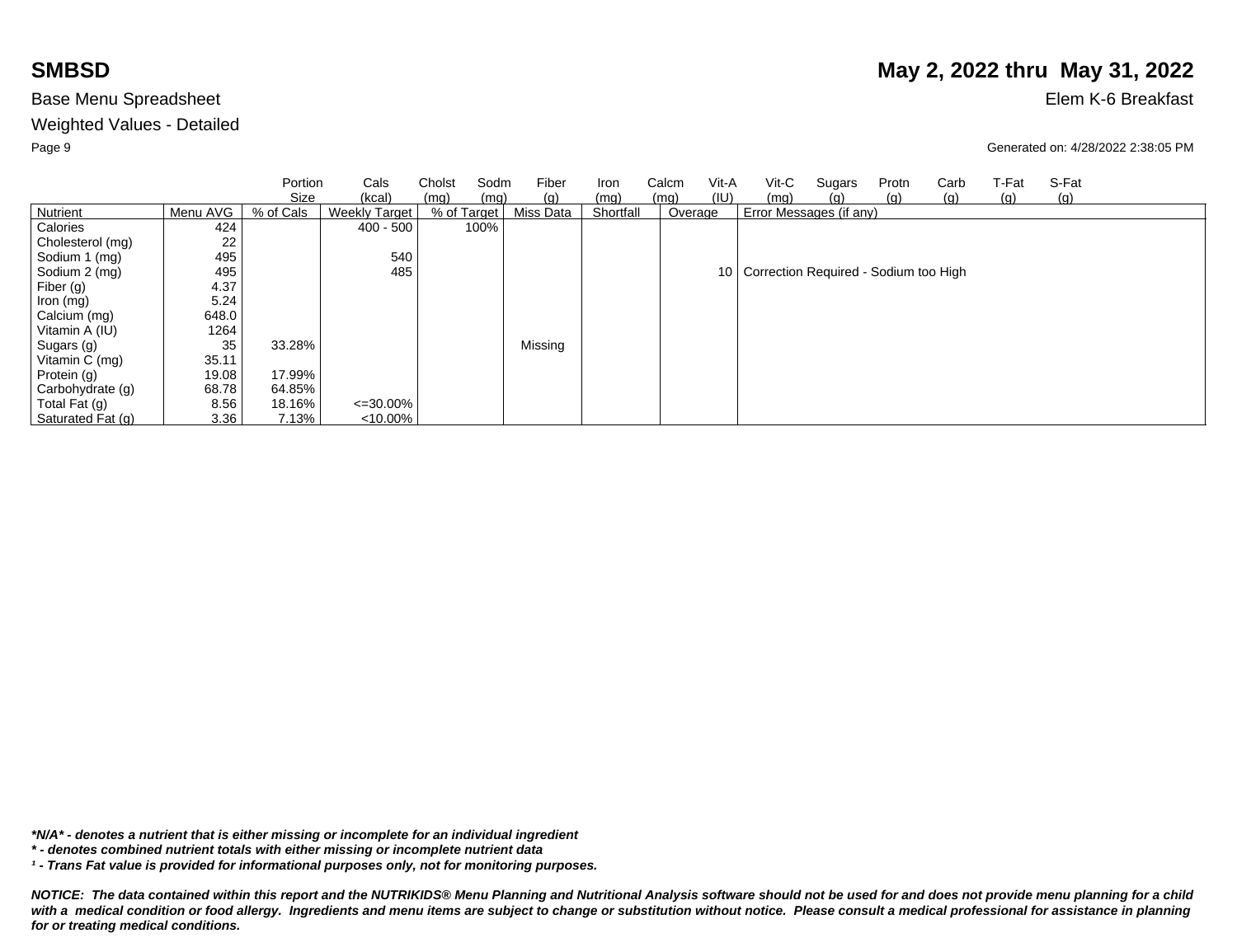**SMBSD**

**May 2, 2022 thru May 31, 2022**

Base Menu Spreadsheet

Elem K-6 Breakfast

Weighted Values - Detailed

Generated on: 4/28/2022 2:38:05 PM

| | | Portion Size | Cals (kcal) | Cholst (mg) | Sodm (mg) | Fiber (g) | Iron (mg) | Calcm (mg) | Vit-A (IU) | Vit-C (mg) | Sugars (g) | Protn (g) | Carb (g) | T-Fat (g) | S-Fat (g) |
|---|---|---|---|---|---|---|---|---|---|---|---|---|---|---|---|
| Nutrient | Menu AVG | % of Cals | Weekly Target | % of Target | | Miss Data | Shortfall | Overage | | Error Messages (if any) | | | | | |
| Calories | 424 | | 400 - 500 | 100% | | | | | | | | | | | |
| Cholesterol (mg) | 22 | | | | | | | | | | | | | | |
| Sodium 1 (mg) | 495 | | 540 | | | | | | | | | | | | |
| Sodium 2 (mg) | 495 | | 485 | | | | | | 10 | Correction Required - Sodium too High | | | | | |
| Fiber (g) | 4.37 | | | | | | | | | | | | | | |
| Iron (mg) | 5.24 | | | | | | | | | | | | | | |
| Calcium (mg) | 648.0 | | | | | | | | | | | | | | |
| Vitamin A (IU) | 1264 | | | | | | | | | | | | | | |
| Sugars (g) | 35 | 33.28% | | | | Missing | | | | | | | | | |
| Vitamin C (mg) | 35.11 | | | | | | | | | | | | | | |
| Protein (g) | 19.08 | 17.99% | | | | | | | | | | | | | |
| Carbohydrate (g) | 68.78 | 64.85% | | | | | | | | | | | | | |
| Total Fat (g) | 8.56 | 18.16% | <=30.00% | | | | | | | | | | | | |
| Saturated Fat (g) | 3.36 | 7.13% | <10.00% | | | | | | | | | | | | |

***N/A* - denotes a nutrient that is either missing or incomplete for an individual ingredient**

***\* - denotes combined nutrient totals with either missing or incomplete nutrient data***

***¹ - Trans Fat value is provided for informational purposes only, not for monitoring purposes.***

***NOTICE: The data contained within this report and the NUTRIKIDS® Menu Planning and Nutritional Analysis software should not be used for and does not provide menu planning for a child with a medical condition or food allergy. Ingredients and menu items are subject to change or substitution without notice. Please consult a medical professional for assistance in planning for or treating medical conditions.***